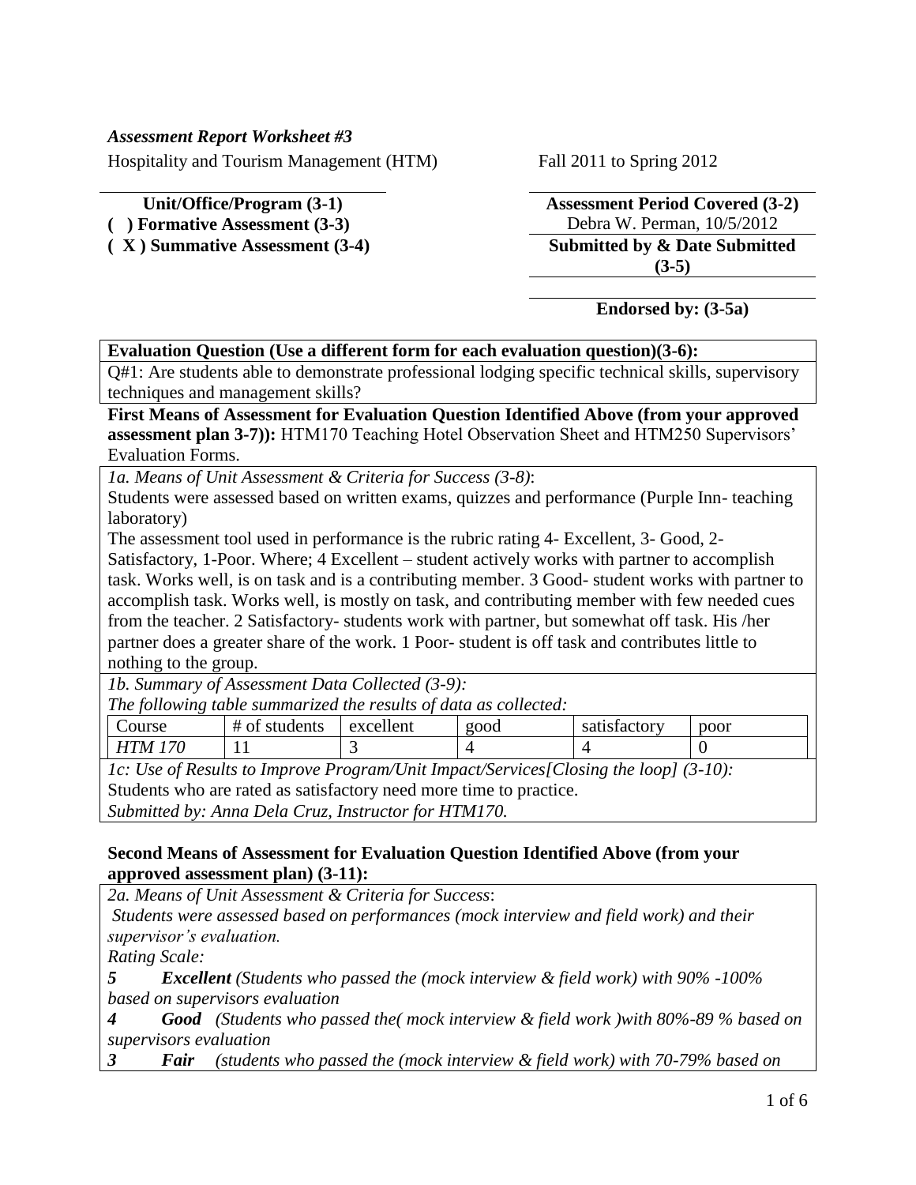*Assessment Report Worksheet #3*

Hospitality and Tourism Management (HTM) — Fall 2011 to Spring 2012

**Unit/Office/Program (3-1)** — **Assessment Period Covered (3-2)**

**( ) Formative Assessment (3-3)**

**( X ) Summative Assessment (3-4)**

Debra W. Perman, 10/5/2012

**Submitted by & Date Submitted (3-5)**

**Endorsed by: (3-5a)**

**Evaluation Question (Use a different form for each evaluation question)(3-6):**

Q#1: Are students able to demonstrate professional lodging specific technical skills, supervisory techniques and management skills?

**First Means of Assessment for Evaluation Question Identified Above (from your approved assessment plan 3-7)):** HTM170 Teaching Hotel Observation Sheet and HTM250 Supervisors' Evaluation Forms.

*1a. Means of Unit Assessment & Criteria for Success (3-8)*:

Students were assessed based on written exams, quizzes and performance (Purple Inn- teaching laboratory)

The assessment tool used in performance is the rubric rating 4- Excellent, 3- Good, 2- Satisfactory, 1-Poor. Where; 4 Excellent – student actively works with partner to accomplish task. Works well, is on task and is a contributing member. 3 Good- student works with partner to accomplish task. Works well, is mostly on task, and contributing member with few needed cues from the teacher. 2 Satisfactory- students work with partner, but somewhat off task. His /her partner does a greater share of the work. 1 Poor- student is off task and contributes little to nothing to the group.

*1b. Summary of Assessment Data Collected (3-9):*

*The following table summarized the results of data as collected:*

| Course | # of students | excellent | good | satisfactory | poor |
|---|---|---|---|---|---|
| *HTM 170* | 11 | 3 | 4 | 4 | 0 |

*1c: Use of Results to Improve Program/Unit Impact/Services[Closing the loop] (3-10):*

Students who are rated as satisfactory need more time to practice.

*Submitted by: Anna Dela Cruz, Instructor for HTM170.*

**Second Means of Assessment for Evaluation Question Identified Above (from your approved assessment plan) (3-11):**

*2a. Means of Unit Assessment & Criteria for Success*:

*Students were assessed based on performances (mock interview and field work) and their supervisor's evaluation.*

*Rating Scale:*

***5 Excellent** (Students who passed the (mock interview & field work) with 90% -100% based on supervisors evaluation*

***4 Good** (Students who passed the( mock interview & field work )with 80%-89 % based on supervisors evaluation*

***3 Fair** (students who passed the (mock interview & field work) with 70-79% based on*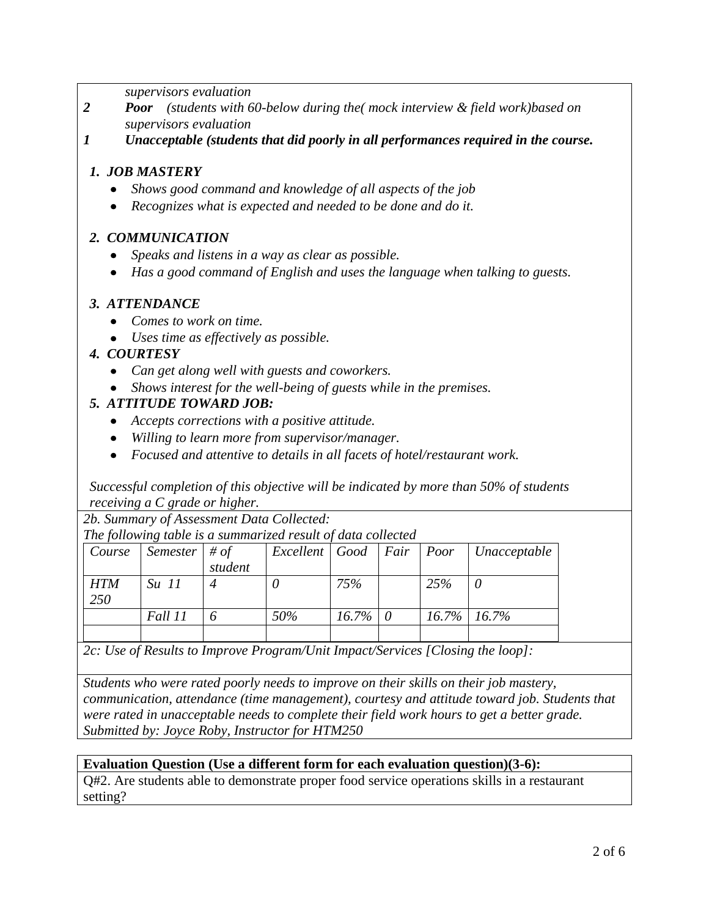*supervisors evaluation*

*2* ***Poor*** *(students with 60-below during the( mock interview & field work)based on supervisors evaluation*

***1*** ***Unacceptable (students that did poorly in all performances required in the course.***

1. ***JOB MASTERY***
   - *Shows good command and knowledge of all aspects of the job*
   - *Recognizes what is expected and needed to be done and do it.*

2. ***COMMUNICATION***
   - *Speaks and listens in a way as clear as possible.*
   - *Has a good command of English and uses the language when talking to guests.*

3. ***ATTENDANCE***
   - *Comes to work on time.*
   - *Uses time as effectively as possible.*

4. ***COURTESY***
   - *Can get along well with guests and coworkers.*
   - *Shows interest for the well-being of guests while in the premises.*

5. ***ATTITUDE TOWARD JOB:***
   - *Accepts corrections with a positive attitude.*
   - *Willing to learn more from supervisor/manager.*
   - *Focused and attentive to details in all facets of hotel/restaurant work.*

*Successful completion of this objective will be indicated by more than 50% of students receiving a C grade or higher.*

*2b. Summary of Assessment Data Collected:*

*The following table is a summarized result of data collected*

| *Course* | *Semester* | *# of student* | *Excellent* | *Good* | *Fair* | *Poor* | *Unacceptable* |
|---|---|---|---|---|---|---|---|
| *HTM 250* | *Su 11* | *4* | *0* | *75%* | | *25%* | *0* |
| | *Fall 11* | *6* | *50%* | *16.7%* | *0* | *16.7%* | *16.7%* |
| | | | | | | | |

*2c: Use of Results to Improve Program/Unit Impact/Services [Closing the loop]:*

*Students who were rated poorly needs to improve on their skills on their job mastery, communication, attendance (time management), courtesy and attitude toward job. Students that were rated in unacceptable needs to complete their field work hours to get a better grade. Submitted by: Joyce Roby, Instructor for HTM250*

**Evaluation Question (Use a different form for each evaluation question)(3-6):**

Q#2. Are students able to demonstrate proper food service operations skills in a restaurant setting?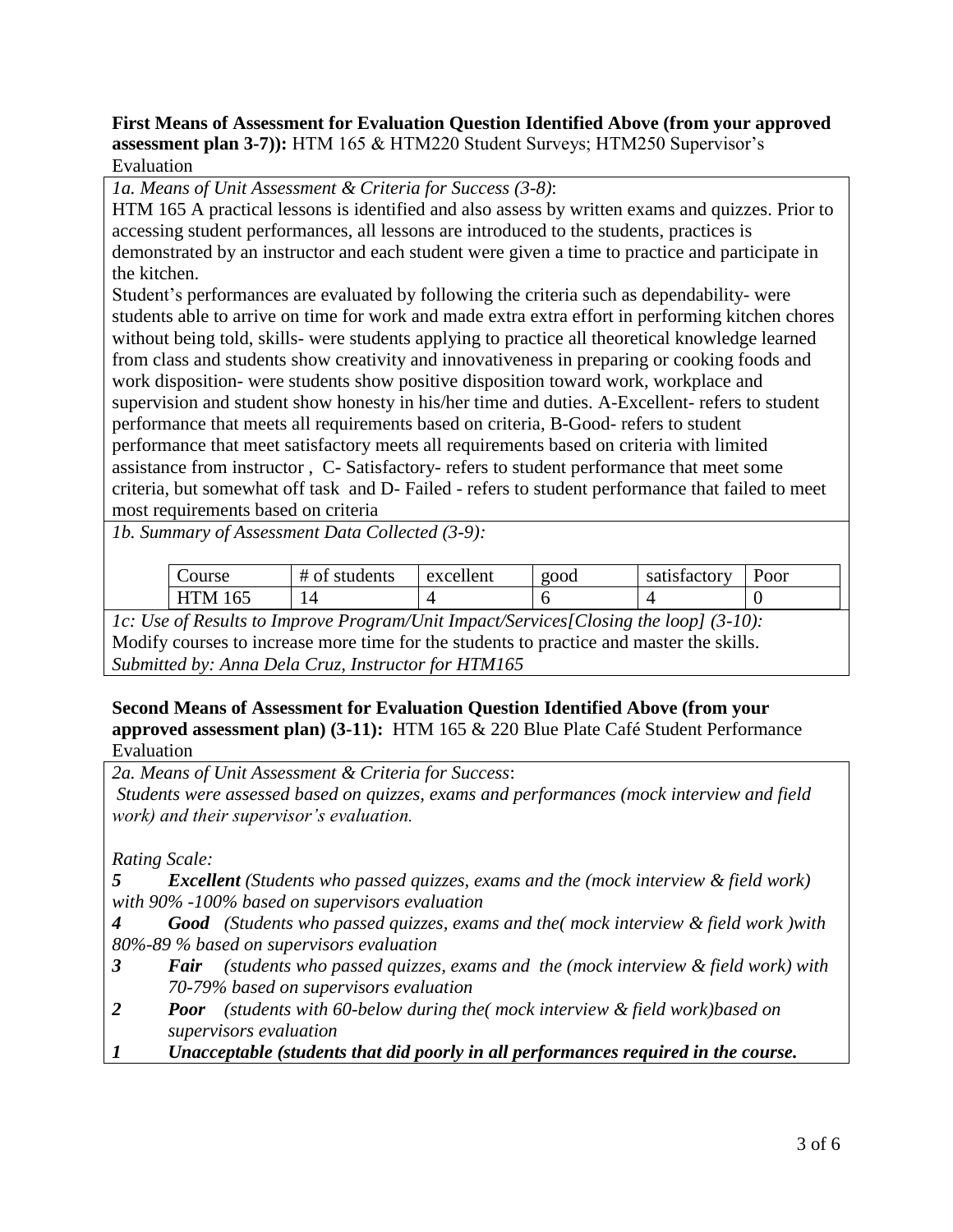**First Means of Assessment for Evaluation Question Identified Above (from your approved assessment plan 3-7)):** HTM 165 & HTM220 Student Surveys; HTM250 Supervisor's Evaluation

*1a. Means of Unit Assessment & Criteria for Success (3-8)*:

HTM 165 A practical lessons is identified and also assess by written exams and quizzes. Prior to accessing student performances, all lessons are introduced to the students, practices is demonstrated by an instructor and each student were given a time to practice and participate in the kitchen.

Student's performances are evaluated by following the criteria such as dependability- were students able to arrive on time for work and made extra extra effort in performing kitchen chores without being told, skills- were students applying to practice all theoretical knowledge learned from class and students show creativity and innovativeness in preparing or cooking foods and work disposition- were students show positive disposition toward work, workplace and supervision and student show honesty in his/her time and duties. A-Excellent- refers to student performance that meets all requirements based on criteria, B-Good- refers to student performance that meet satisfactory meets all requirements based on criteria with limited assistance from instructor , C- Satisfactory- refers to student performance that meet some criteria, but somewhat off task and D- Failed - refers to student performance that failed to meet most requirements based on criteria

*1b. Summary of Assessment Data Collected (3-9):*

| Course | # of students | excellent | good | satisfactory | Poor |
| --- | --- | --- | --- | --- | --- |
| HTM 165 | 14 | 4 | 6 | 4 | 0 |

*1c: Use of Results to Improve Program/Unit Impact/Services[Closing the loop] (3-10):*

Modify courses to increase more time for the students to practice and master the skills.

*Submitted by: Anna Dela Cruz, Instructor for HTM165*

**Second Means of Assessment for Evaluation Question Identified Above (from your approved assessment plan) (3-11):** HTM 165 & 220 Blue Plate Café Student Performance Evaluation

*2a. Means of Unit Assessment & Criteria for Success*:

*Students were assessed based on quizzes, exams and performances (mock interview and field work) and their supervisor's evaluation.*

*Rating Scale:*

*5* ***Excellent*** *(Students who passed quizzes, exams and the (mock interview & field work) with 90% -100% based on supervisors evaluation*

*4* ***Good*** *(Students who passed quizzes, exams and the( mock interview & field work )with 80%-89 % based on supervisors evaluation*

*3* ***Fair*** *(students who passed quizzes, exams and the (mock interview & field work) with 70-79% based on supervisors evaluation*

*2* ***Poor*** *(students with 60-below during the( mock interview & field work)based on supervisors evaluation*

***1 Unacceptable (students that did poorly in all performances required in the course.***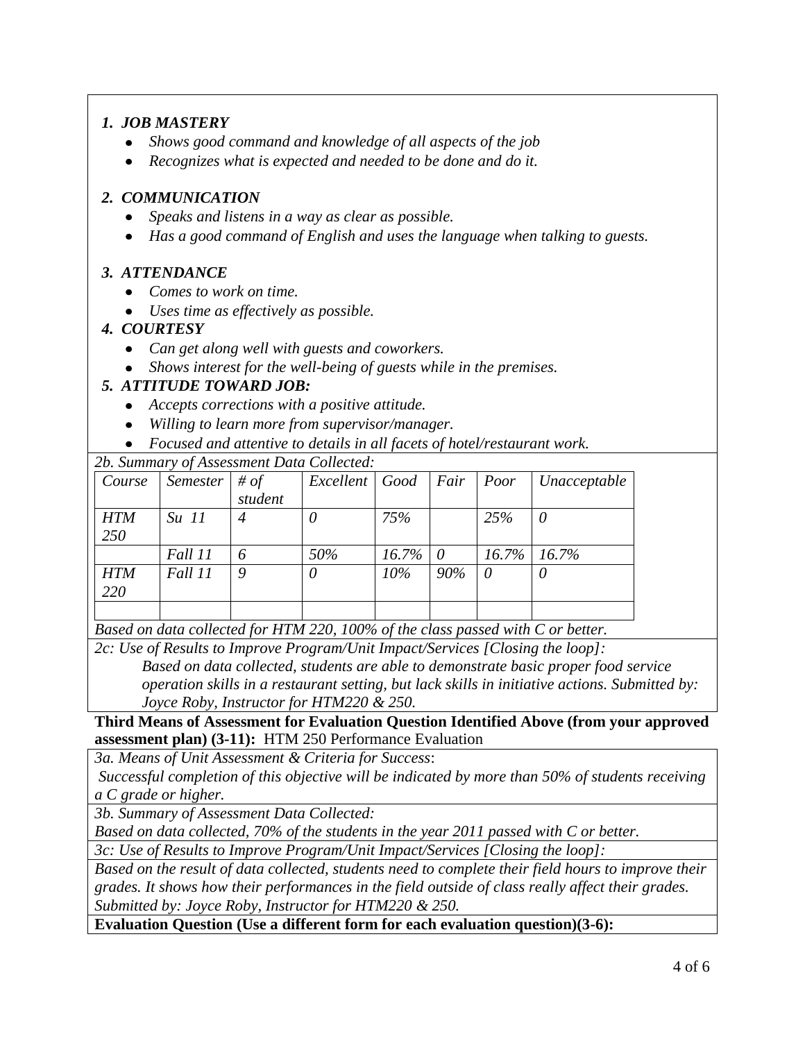*1. **JOB MASTERY***

- *Shows good command and knowledge of all aspects of the job*
- *Recognizes what is expected and needed to be done and do it.*

*2. **COMMUNICATION***

- *Speaks and listens in a way as clear as possible.*
- *Has a good command of English and uses the language when talking to guests.*

*3. **ATTENDANCE***

- *Comes to work on time.*
- *Uses time as effectively as possible.*

*4. **COURTESY***

- *Can get along well with guests and coworkers.*
- *Shows interest for the well-being of guests while in the premises.*

*5. **ATTITUDE TOWARD JOB:***

- *Accepts corrections with a positive attitude.*
- *Willing to learn more from supervisor/manager.*
- *Focused and attentive to details in all facets of hotel/restaurant work.*

*2b. Summary of Assessment Data Collected:*

| *Course* | *Semester* | *# of student* | *Excellent* | *Good* | *Fair* | *Poor* | *Unacceptable* |
|---|---|---|---|---|---|---|---|
| *HTM 250* | *Su 11* | *4* | *0* | *75%* | | *25%* | *0* |
| | *Fall 11* | *6* | *50%* | *16.7%* | *0* | *16.7%* | *16.7%* |
| *HTM 220* | *Fall 11* | *9* | *0* | *10%* | *90%* | *0* | *0* |
| | | | | | | | |

*Based on data collected for HTM 220, 100% of the class passed with C or better.*

*2c: Use of Results to Improve Program/Unit Impact/Services [Closing the loop]:*

*Based on data collected, students are able to demonstrate basic proper food service operation skills in a restaurant setting, but lack skills in initiative actions. Submitted by: Joyce Roby, Instructor for HTM220 & 250.*

**Third Means of Assessment for Evaluation Question Identified Above (from your approved assessment plan) (3-11):** HTM 250 Performance Evaluation

*3a. Means of Unit Assessment & Criteria for Success*:

*Successful completion of this objective will be indicated by more than 50% of students receiving a C grade or higher.*

*3b. Summary of Assessment Data Collected:*

*Based on data collected, 70% of the students in the year 2011 passed with C or better.*

*3c: Use of Results to Improve Program/Unit Impact/Services [Closing the loop]:*

*Based on the result of data collected, students need to complete their field hours to improve their grades. It shows how their performances in the field outside of class really affect their grades. Submitted by: Joyce Roby, Instructor for HTM220 & 250.*

**Evaluation Question (Use a different form for each evaluation question)(3-6):**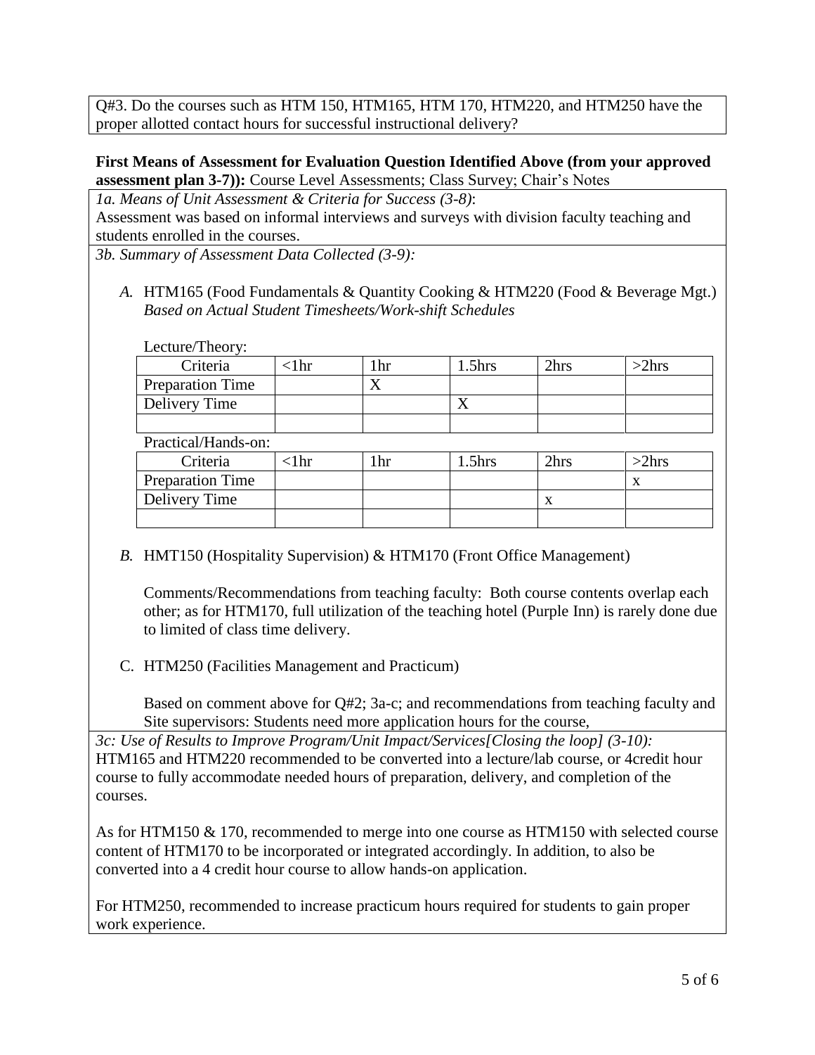Q#3. Do the courses such as HTM 150, HTM165, HTM 170, HTM220, and HTM250 have the proper allotted contact hours for successful instructional delivery?

**First Means of Assessment for Evaluation Question Identified Above (from your approved assessment plan 3-7)):** Course Level Assessments; Class Survey; Chair's Notes

*1a. Means of Unit Assessment & Criteria for Success (3-8)*:
Assessment was based on informal interviews and surveys with division faculty teaching and students enrolled in the courses.

*3b. Summary of Assessment Data Collected (3-9):*

*A.* HTM165 (Food Fundamentals & Quantity Cooking & HTM220 (Food & Beverage Mgt.) *Based on Actual Student Timesheets/Work-shift Schedules*

Lecture/Theory:

| Criteria | <1hr | 1hr | 1.5hrs | 2hrs | >2hrs |
|---|---|---|---|---|---|
| Preparation Time | | X | | | |
| Delivery Time | | | X | | |
| | | | | | |

Practical/Hands-on:

| Criteria | <1hr | 1hr | 1.5hrs | 2hrs | >2hrs |
|---|---|---|---|---|---|
| Preparation Time | | | | | x |
| Delivery Time | | | | x | |
| | | | | | |

*B.* HMT150 (Hospitality Supervision) & HTM170 (Front Office Management)

Comments/Recommendations from teaching faculty: Both course contents overlap each other; as for HTM170, full utilization of the teaching hotel (Purple Inn) is rarely done due to limited of class time delivery.

C. HTM250 (Facilities Management and Practicum)

Based on comment above for Q#2; 3a-c; and recommendations from teaching faculty and Site supervisors: Students need more application hours for the course,

*3c: Use of Results to Improve Program/Unit Impact/Services[Closing the loop] (3-10):*
HTM165 and HTM220 recommended to be converted into a lecture/lab course, or 4credit hour course to fully accommodate needed hours of preparation, delivery, and completion of the courses.

As for HTM150 & 170, recommended to merge into one course as HTM150 with selected course content of HTM170 to be incorporated or integrated accordingly. In addition, to also be converted into a 4 credit hour course to allow hands-on application.

For HTM250, recommended to increase practicum hours required for students to gain proper work experience.